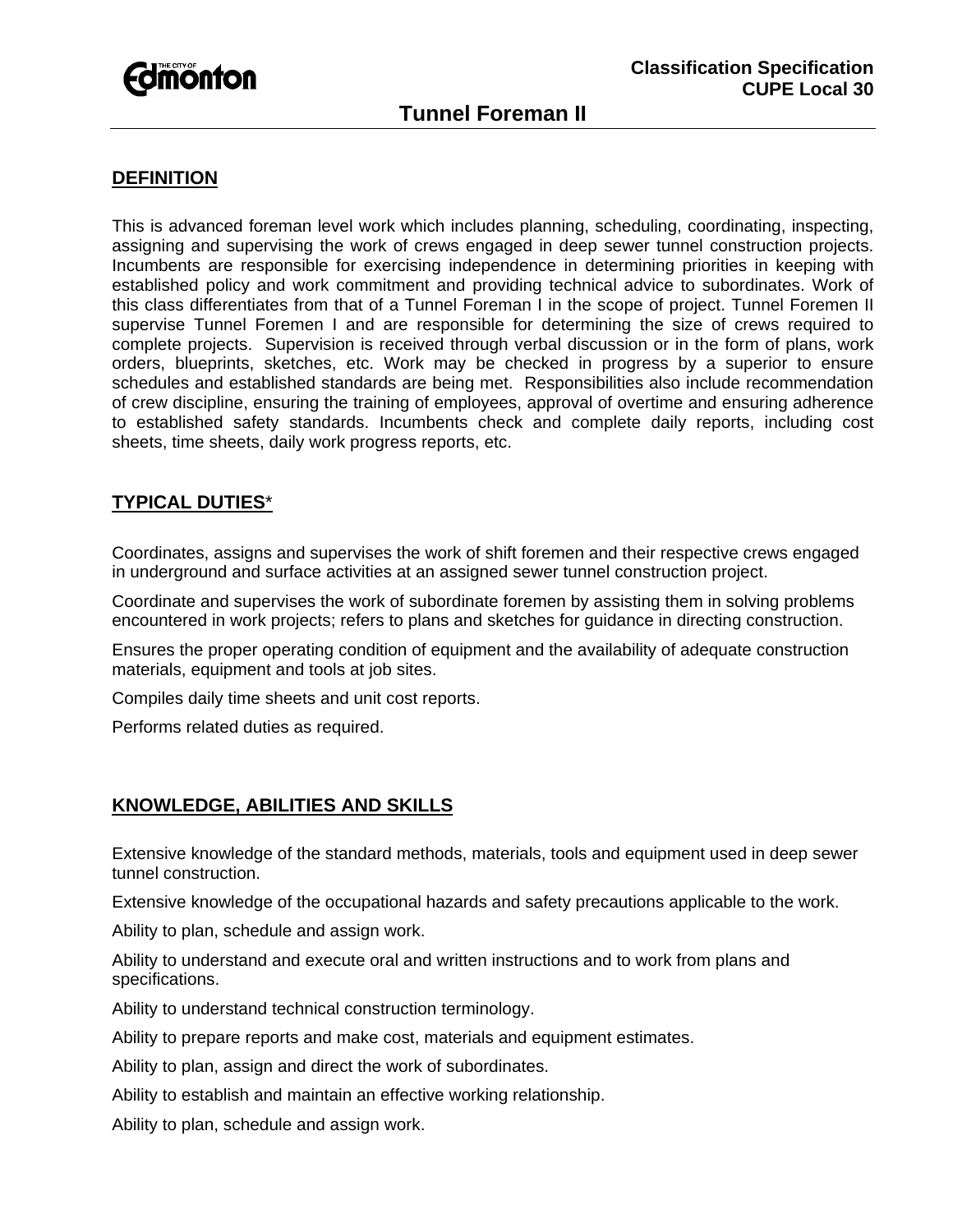Classification Specification
CUPE Local 30

# Tunnel Foreman II

## DEFINITION

This is advanced foreman level work which includes planning, scheduling, coordinating, inspecting, assigning and supervising the work of crews engaged in deep sewer tunnel construction projects. Incumbents are responsible for exercising independence in determining priorities in keeping with established policy and work commitment and providing technical advice to subordinates. Work of this class differentiates from that of a Tunnel Foreman I in the scope of project. Tunnel Foremen II supervise Tunnel Foremen I and are responsible for determining the size of crews required to complete projects. Supervision is received through verbal discussion or in the form of plans, work orders, blueprints, sketches, etc. Work may be checked in progress by a superior to ensure schedules and established standards are being met. Responsibilities also include recommendation of crew discipline, ensuring the training of employees, approval of overtime and ensuring adherence to established safety standards. Incumbents check and complete daily reports, including cost sheets, time sheets, daily work progress reports, etc.

## TYPICAL DUTIES*

Coordinates, assigns and supervises the work of shift foremen and their respective crews engaged in underground and surface activities at an assigned sewer tunnel construction project.

Coordinate and supervises the work of subordinate foremen by assisting them in solving problems encountered in work projects; refers to plans and sketches for guidance in directing construction.

Ensures the proper operating condition of equipment and the availability of adequate construction materials, equipment and tools at job sites.

Compiles daily time sheets and unit cost reports.

Performs related duties as required.

## KNOWLEDGE, ABILITIES AND SKILLS

Extensive knowledge of the standard methods, materials, tools and equipment used in deep sewer tunnel construction.

Extensive knowledge of the occupational hazards and safety precautions applicable to the work.

Ability to plan, schedule and assign work.

Ability to understand and execute oral and written instructions and to work from plans and specifications.

Ability to understand technical construction terminology.

Ability to prepare reports and make cost, materials and equipment estimates.

Ability to plan, assign and direct the work of subordinates.

Ability to establish and maintain an effective working relationship.

Ability to plan, schedule and assign work.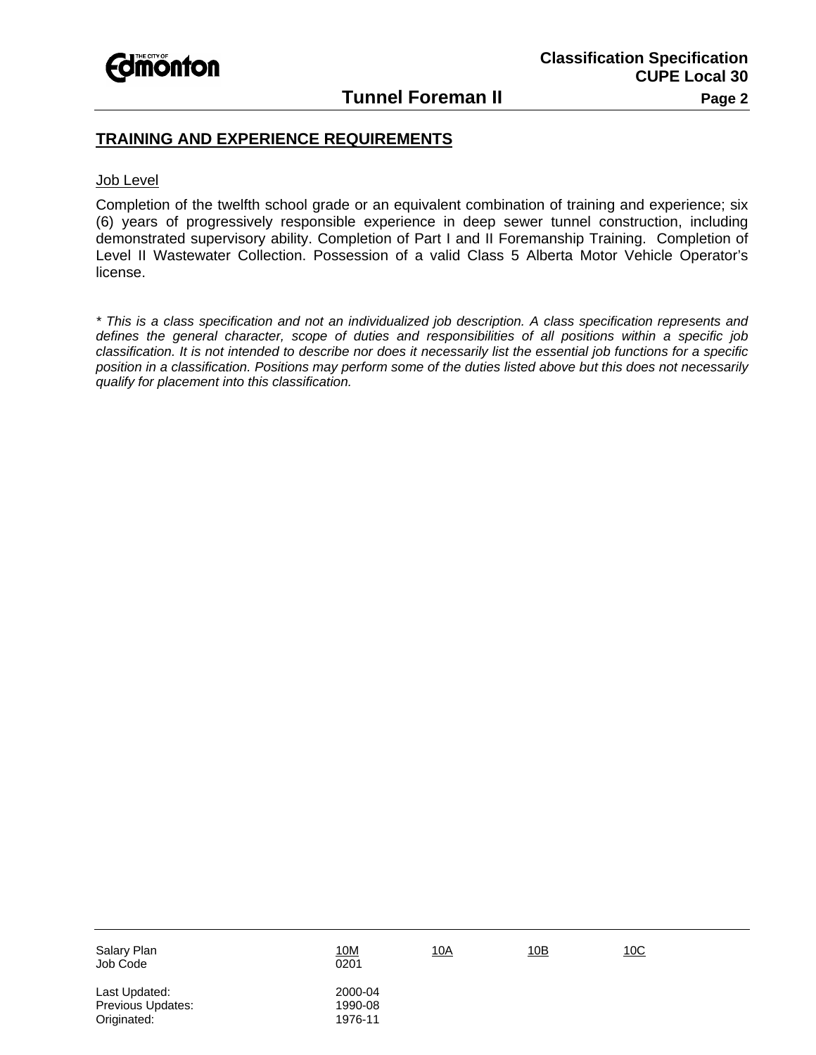## TRAINING AND EXPERIENCE REQUIREMENTS

Job Level

Completion of the twelfth school grade or an equivalent combination of training and experience; six (6) years of progressively responsible experience in deep sewer tunnel construction, including demonstrated supervisory ability. Completion of Part I and II Foremanship Training. Completion of Level II Wastewater Collection. Possession of a valid Class 5 Alberta Motor Vehicle Operator's license.

*\* This is a class specification and not an individualized job description. A class specification represents and defines the general character, scope of duties and responsibilities of all positions within a specific job classification. It is not intended to describe nor does it necessarily list the essential job functions for a specific position in a classification. Positions may perform some of the duties listed above but this does not necessarily qualify for placement into this classification.*

| | | | | |
|---|---|---|---|---|
| Salary Plan | 10M | 10A | 10B | 10C |
| Job Code | 0201 | | | |
| Last Updated: | 2000-04 | | | |
| Previous Updates: | 1990-08 | | | |
| Originated: | 1976-11 | | | |